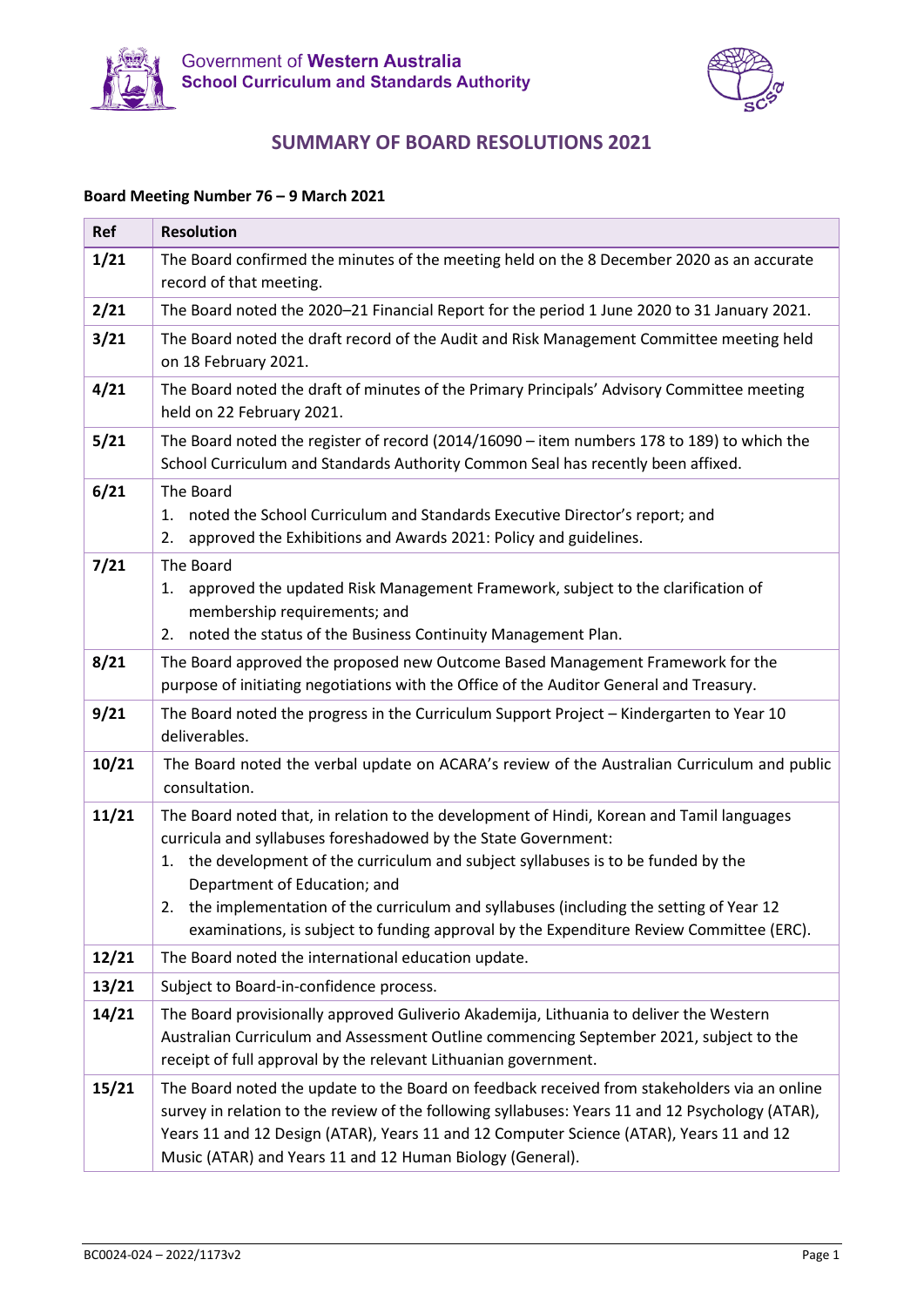Government of **Western Australia**
**School Curriculum and Standards Authority**

# SUMMARY OF BOARD RESOLUTIONS 2021

**Board Meeting Number 76 – 9 March 2021**

| Ref | Resolution |
|---|---|
| **1/21** | The Board confirmed the minutes of the meeting held on the 8 December 2020 as an accurate record of that meeting. |
| **2/21** | The Board noted the 2020–21 Financial Report for the period 1 June 2020 to 31 January 2021. |
| **3/21** | The Board noted the draft record of the Audit and Risk Management Committee meeting held on 18 February 2021. |
| **4/21** | The Board noted the draft of minutes of the Primary Principals' Advisory Committee meeting held on 22 February 2021. |
| **5/21** | The Board noted the register of record (2014/16090 – item numbers 178 to 189) to which the School Curriculum and Standards Authority Common Seal has recently been affixed. |
| **6/21** | The Board<br>1. noted the School Curriculum and Standards Executive Director's report; and<br>2. approved the Exhibitions and Awards 2021: Policy and guidelines. |
| **7/21** | The Board<br>1. approved the updated Risk Management Framework, subject to the clarification of membership requirements; and<br>2. noted the status of the Business Continuity Management Plan. |
| **8/21** | The Board approved the proposed new Outcome Based Management Framework for the purpose of initiating negotiations with the Office of the Auditor General and Treasury. |
| **9/21** | The Board noted the progress in the Curriculum Support Project – Kindergarten to Year 10 deliverables. |
| **10/21** | The Board noted the verbal update on ACARA's review of the Australian Curriculum and public consultation. |
| **11/21** | The Board noted that, in relation to the development of Hindi, Korean and Tamil languages curricula and syllabuses foreshadowed by the State Government:<br>1. the development of the curriculum and subject syllabuses is to be funded by the Department of Education; and<br>2. the implementation of the curriculum and syllabuses (including the setting of Year 12 examinations, is subject to funding approval by the Expenditure Review Committee (ERC). |
| **12/21** | The Board noted the international education update. |
| **13/21** | Subject to Board-in-confidence process. |
| **14/21** | The Board provisionally approved Guliverio Akademija, Lithuania to deliver the Western Australian Curriculum and Assessment Outline commencing September 2021, subject to the receipt of full approval by the relevant Lithuanian government. |
| **15/21** | The Board noted the update to the Board on feedback received from stakeholders via an online survey in relation to the review of the following syllabuses: Years 11 and 12 Psychology (ATAR), Years 11 and 12 Design (ATAR), Years 11 and 12 Computer Science (ATAR), Years 11 and 12 Music (ATAR) and Years 11 and 12 Human Biology (General). |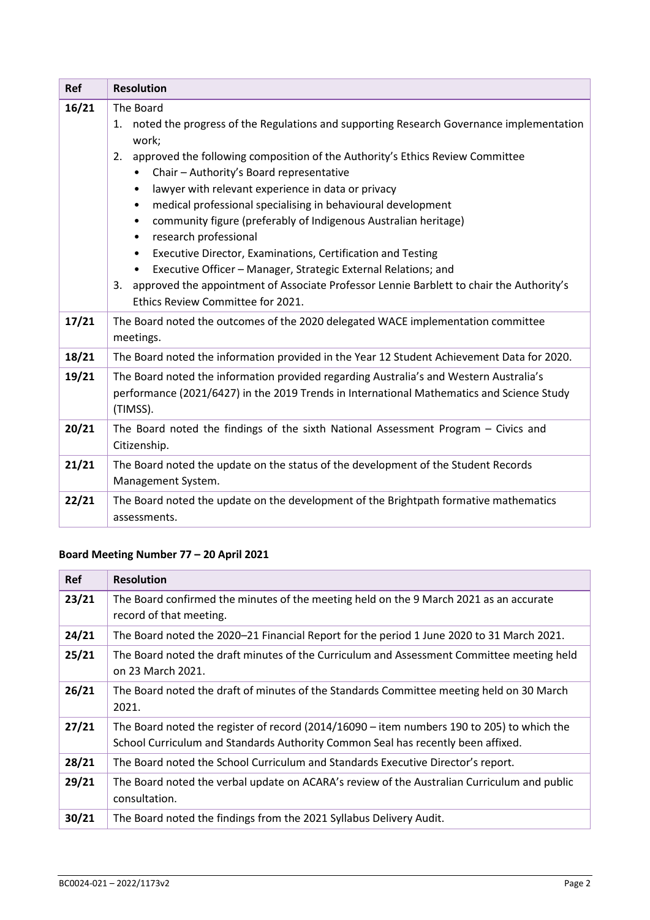| Ref | Resolution |
|---|---|
| **16/21** | The Board<br>1. noted the progress of the Regulations and supporting Research Governance implementation work;<br>2. approved the following composition of the Authority's Ethics Review Committee<br>• Chair – Authority's Board representative<br>• lawyer with relevant experience in data or privacy<br>• medical professional specialising in behavioural development<br>• community figure (preferably of Indigenous Australian heritage)<br>• research professional<br>• Executive Director, Examinations, Certification and Testing<br>• Executive Officer – Manager, Strategic External Relations; and<br>3. approved the appointment of Associate Professor Lennie Barblett to chair the Authority's Ethics Review Committee for 2021. |
| **17/21** | The Board noted the outcomes of the 2020 delegated WACE implementation committee meetings. |
| **18/21** | The Board noted the information provided in the Year 12 Student Achievement Data for 2020. |
| **19/21** | The Board noted the information provided regarding Australia's and Western Australia's performance (2021/6427) in the 2019 Trends in International Mathematics and Science Study (TIMSS). |
| **20/21** | The Board noted the findings of the sixth National Assessment Program – Civics and Citizenship. |
| **21/21** | The Board noted the update on the status of the development of the Student Records Management System. |
| **22/21** | The Board noted the update on the development of the Brightpath formative mathematics assessments. |

### Board Meeting Number 77 – 20 April 2021

| Ref | Resolution |
|---|---|
| **23/21** | The Board confirmed the minutes of the meeting held on the 9 March 2021 as an accurate record of that meeting. |
| **24/21** | The Board noted the 2020–21 Financial Report for the period 1 June 2020 to 31 March 2021. |
| **25/21** | The Board noted the draft minutes of the Curriculum and Assessment Committee meeting held on 23 March 2021. |
| **26/21** | The Board noted the draft of minutes of the Standards Committee meeting held on 30 March 2021. |
| **27/21** | The Board noted the register of record (2014/16090 – item numbers 190 to 205) to which the School Curriculum and Standards Authority Common Seal has recently been affixed. |
| **28/21** | The Board noted the School Curriculum and Standards Executive Director's report. |
| **29/21** | The Board noted the verbal update on ACARA's review of the Australian Curriculum and public consultation. |
| **30/21** | The Board noted the findings from the 2021 Syllabus Delivery Audit. |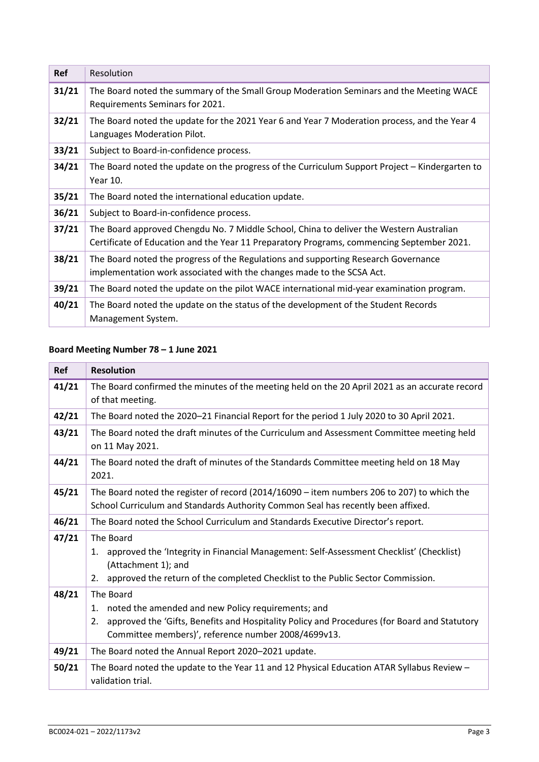| Ref | Resolution |
|---|---|
| **31/21** | The Board noted the summary of the Small Group Moderation Seminars and the Meeting WACE Requirements Seminars for 2021. |
| **32/21** | The Board noted the update for the 2021 Year 6 and Year 7 Moderation process, and the Year 4 Languages Moderation Pilot. |
| **33/21** | Subject to Board-in-confidence process. |
| **34/21** | The Board noted the update on the progress of the Curriculum Support Project – Kindergarten to Year 10. |
| **35/21** | The Board noted the international education update. |
| **36/21** | Subject to Board-in-confidence process. |
| **37/21** | The Board approved Chengdu No. 7 Middle School, China to deliver the Western Australian Certificate of Education and the Year 11 Preparatory Programs, commencing September 2021. |
| **38/21** | The Board noted the progress of the Regulations and supporting Research Governance implementation work associated with the changes made to the SCSA Act. |
| **39/21** | The Board noted the update on the pilot WACE international mid-year examination program. |
| **40/21** | The Board noted the update on the status of the development of the Student Records Management System. |

### Board Meeting Number 78 – 1 June 2021

| Ref | Resolution |
|---|---|
| **41/21** | The Board confirmed the minutes of the meeting held on the 20 April 2021 as an accurate record of that meeting. |
| **42/21** | The Board noted the 2020–21 Financial Report for the period 1 July 2020 to 30 April 2021. |
| **43/21** | The Board noted the draft minutes of the Curriculum and Assessment Committee meeting held on 11 May 2021. |
| **44/21** | The Board noted the draft of minutes of the Standards Committee meeting held on 18 May 2021. |
| **45/21** | The Board noted the register of record (2014/16090 – item numbers 206 to 207) to which the School Curriculum and Standards Authority Common Seal has recently been affixed. |
| **46/21** | The Board noted the School Curriculum and Standards Executive Director's report. |
| **47/21** | The Board<br>1. approved the 'Integrity in Financial Management: Self-Assessment Checklist' (Checklist) (Attachment 1); and<br>2. approved the return of the completed Checklist to the Public Sector Commission. |
| **48/21** | The Board<br>1. noted the amended and new Policy requirements; and<br>2. approved the 'Gifts, Benefits and Hospitality Policy and Procedures (for Board and Statutory Committee members)', reference number 2008/4699v13. |
| **49/21** | The Board noted the Annual Report 2020–2021 update. |
| **50/21** | The Board noted the update to the Year 11 and 12 Physical Education ATAR Syllabus Review – validation trial. |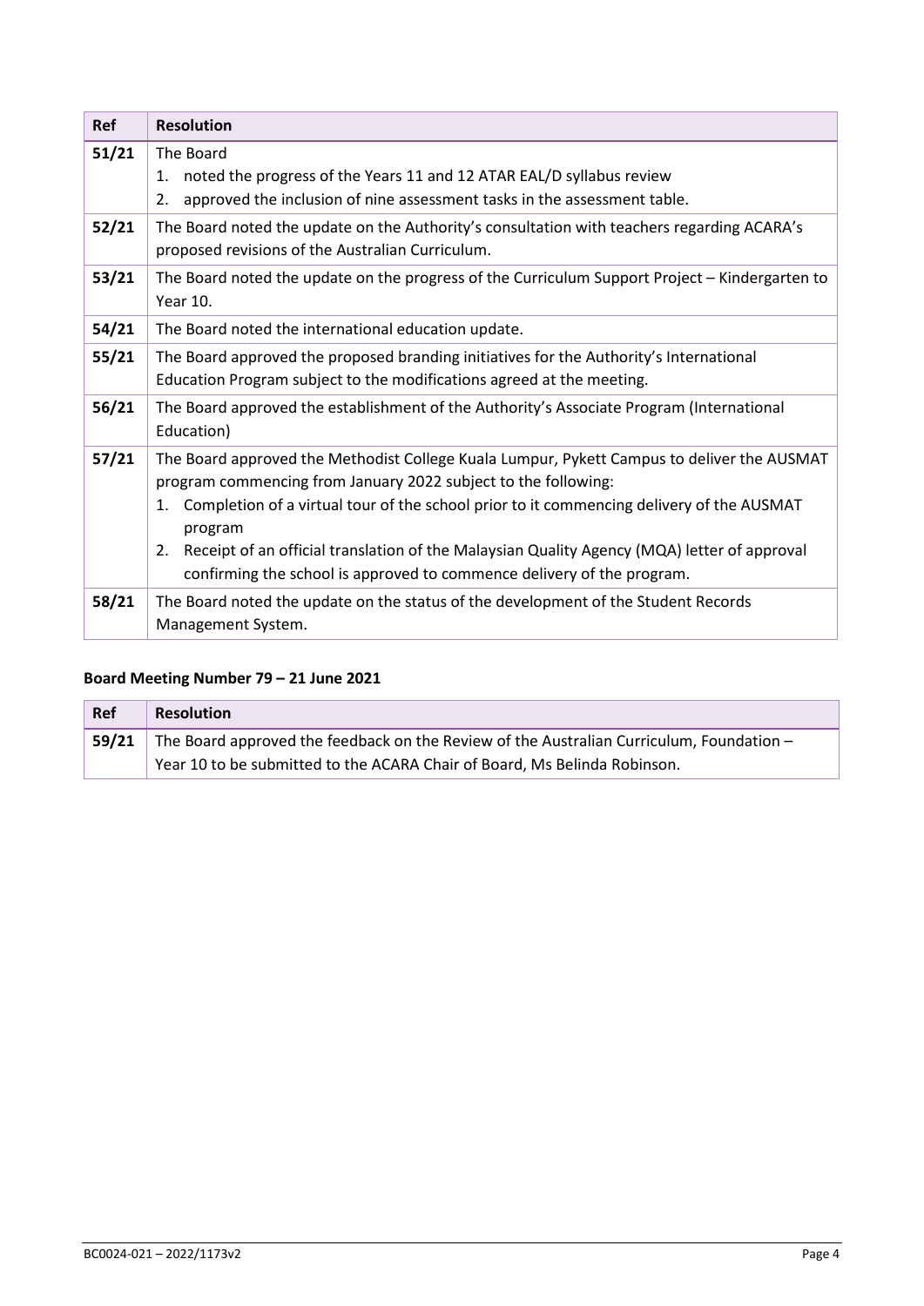| Ref | Resolution |
|---|---|
| **51/21** | The Board<br>1. noted the progress of the Years 11 and 12 ATAR EAL/D syllabus review<br>2. approved the inclusion of nine assessment tasks in the assessment table. |
| **52/21** | The Board noted the update on the Authority's consultation with teachers regarding ACARA's proposed revisions of the Australian Curriculum. |
| **53/21** | The Board noted the update on the progress of the Curriculum Support Project – Kindergarten to Year 10. |
| **54/21** | The Board noted the international education update. |
| **55/21** | The Board approved the proposed branding initiatives for the Authority's International Education Program subject to the modifications agreed at the meeting. |
| **56/21** | The Board approved the establishment of the Authority's Associate Program (International Education) |
| **57/21** | The Board approved the Methodist College Kuala Lumpur, Pykett Campus to deliver the AUSMAT program commencing from January 2022 subject to the following:<br>1. Completion of a virtual tour of the school prior to it commencing delivery of the AUSMAT program<br>2. Receipt of an official translation of the Malaysian Quality Agency (MQA) letter of approval confirming the school is approved to commence delivery of the program. |
| **58/21** | The Board noted the update on the status of the development of the Student Records Management System. |

### Board Meeting Number 79 – 21 June 2021

| Ref | Resolution |
|---|---|
| **59/21** | The Board approved the feedback on the Review of the Australian Curriculum, Foundation – Year 10 to be submitted to the ACARA Chair of Board, Ms Belinda Robinson. |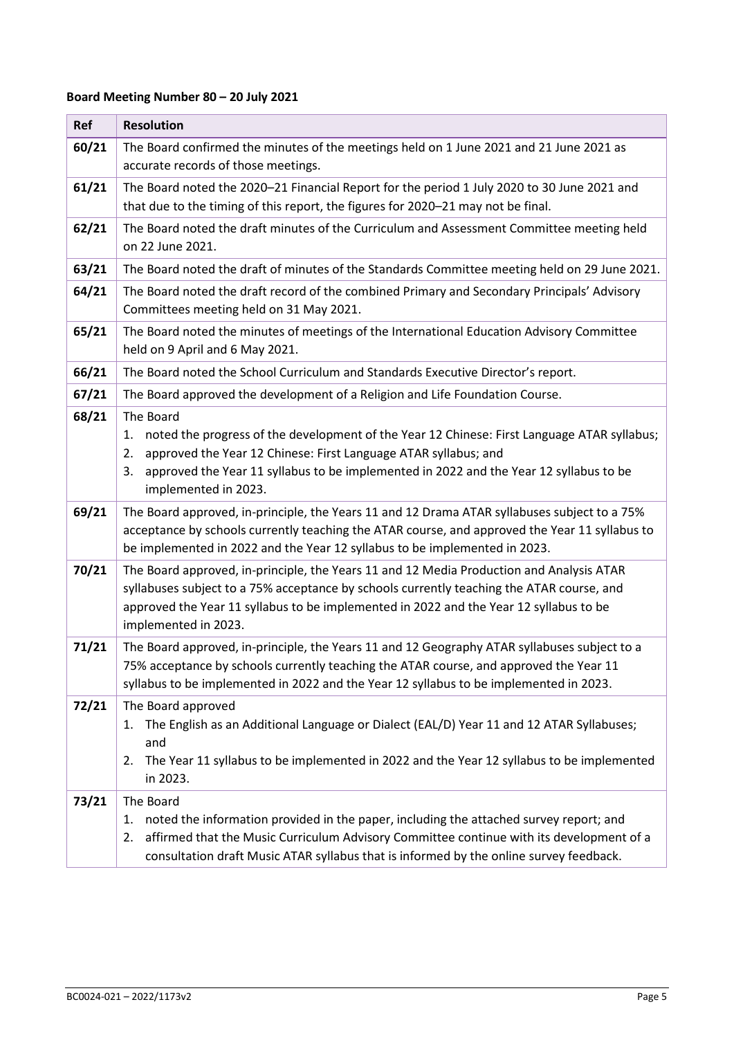**Board Meeting Number 80 – 20 July 2021**

| Ref | Resolution |
| --- | --- |
| **60/21** | The Board confirmed the minutes of the meetings held on 1 June 2021 and 21 June 2021 as accurate records of those meetings. |
| **61/21** | The Board noted the 2020–21 Financial Report for the period 1 July 2020 to 30 June 2021 and that due to the timing of this report, the figures for 2020–21 may not be final. |
| **62/21** | The Board noted the draft minutes of the Curriculum and Assessment Committee meeting held on 22 June 2021. |
| **63/21** | The Board noted the draft of minutes of the Standards Committee meeting held on 29 June 2021. |
| **64/21** | The Board noted the draft record of the combined Primary and Secondary Principals' Advisory Committees meeting held on 31 May 2021. |
| **65/21** | The Board noted the minutes of meetings of the International Education Advisory Committee held on 9 April and 6 May 2021. |
| **66/21** | The Board noted the School Curriculum and Standards Executive Director's report. |
| **67/21** | The Board approved the development of a Religion and Life Foundation Course. |
| **68/21** | The Board<br>1. noted the progress of the development of the Year 12 Chinese: First Language ATAR syllabus;<br>2. approved the Year 12 Chinese: First Language ATAR syllabus; and<br>3. approved the Year 11 syllabus to be implemented in 2022 and the Year 12 syllabus to be implemented in 2023. |
| **69/21** | The Board approved, in-principle, the Years 11 and 12 Drama ATAR syllabuses subject to a 75% acceptance by schools currently teaching the ATAR course, and approved the Year 11 syllabus to be implemented in 2022 and the Year 12 syllabus to be implemented in 2023. |
| **70/21** | The Board approved, in-principle, the Years 11 and 12 Media Production and Analysis ATAR syllabuses subject to a 75% acceptance by schools currently teaching the ATAR course, and approved the Year 11 syllabus to be implemented in 2022 and the Year 12 syllabus to be implemented in 2023. |
| **71/21** | The Board approved, in-principle, the Years 11 and 12 Geography ATAR syllabuses subject to a 75% acceptance by schools currently teaching the ATAR course, and approved the Year 11 syllabus to be implemented in 2022 and the Year 12 syllabus to be implemented in 2023. |
| **72/21** | The Board approved<br>1. The English as an Additional Language or Dialect (EAL/D) Year 11 and 12 ATAR Syllabuses; and<br>2. The Year 11 syllabus to be implemented in 2022 and the Year 12 syllabus to be implemented in 2023. |
| **73/21** | The Board<br>1. noted the information provided in the paper, including the attached survey report; and<br>2. affirmed that the Music Curriculum Advisory Committee continue with its development of a consultation draft Music ATAR syllabus that is informed by the online survey feedback. |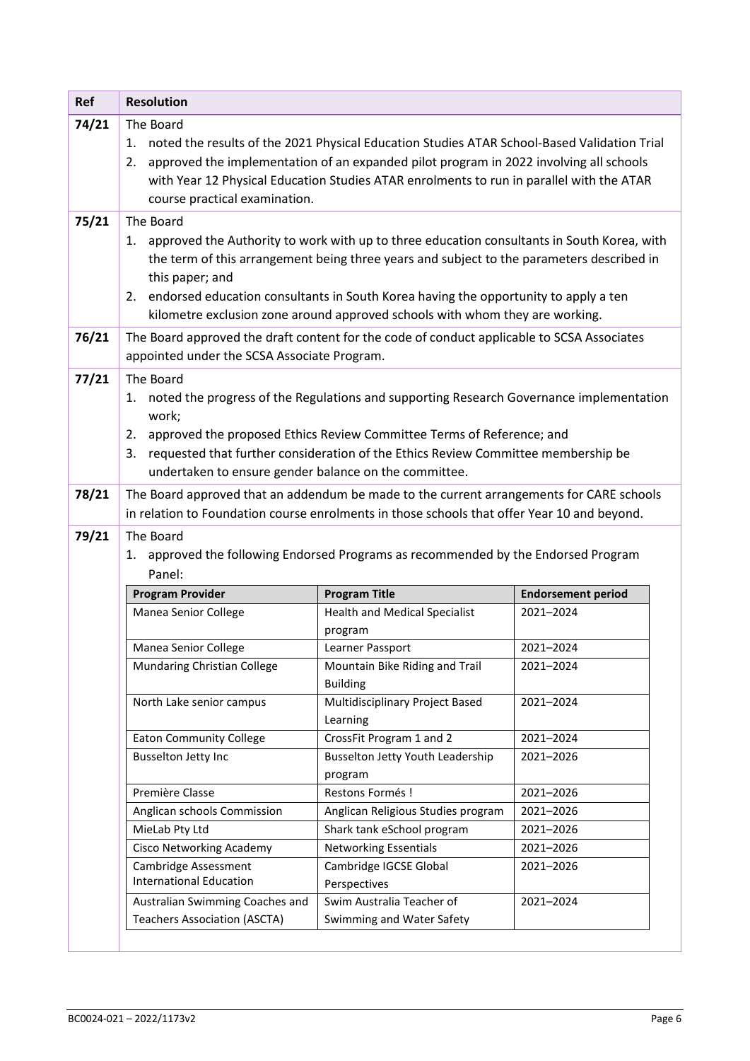| Ref | Resolution |
| --- | --- |
| 74/21 | The Board<br>1. noted the results of the 2021 Physical Education Studies ATAR School-Based Validation Trial<br>2. approved the implementation of an expanded pilot program in 2022 involving all schools with Year 12 Physical Education Studies ATAR enrolments to run in parallel with the ATAR course practical examination. |
| 75/21 | The Board<br>1. approved the Authority to work with up to three education consultants in South Korea, with the term of this arrangement being three years and subject to the parameters described in this paper; and<br>2. endorsed education consultants in South Korea having the opportunity to apply a ten kilometre exclusion zone around approved schools with whom they are working. |
| 76/21 | The Board approved the draft content for the code of conduct applicable to SCSA Associates appointed under the SCSA Associate Program. |
| 77/21 | The Board<br>1. noted the progress of the Regulations and supporting Research Governance implementation work;<br>2. approved the proposed Ethics Review Committee Terms of Reference; and<br>3. requested that further consideration of the Ethics Review Committee membership be undertaken to ensure gender balance on the committee. |
| 78/21 | The Board approved that an addendum be made to the current arrangements for CARE schools in relation to Foundation course enrolments in those schools that offer Year 10 and beyond. |
| 79/21 | The Board<br>1. approved the following Endorsed Programs as recommended by the Endorsed Program Panel: |

| Program Provider | Program Title | Endorsement period |
| --- | --- | --- |
| Manea Senior College | Health and Medical Specialist program | 2021–2024 |
| Manea Senior College | Learner Passport | 2021–2024 |
| Mundaring Christian College | Mountain Bike Riding and Trail Building | 2021–2024 |
| North Lake senior campus | Multidisciplinary Project Based Learning | 2021–2024 |
| Eaton Community College | CrossFit Program 1 and 2 | 2021–2024 |
| Busselton Jetty Inc | Busselton Jetty Youth Leadership program | 2021–2026 |
| Première Classe | Restons Formés ! | 2021–2026 |
| Anglican schools Commission | Anglican Religious Studies program | 2021–2026 |
| MieLab Pty Ltd | Shark tank eSchool program | 2021–2026 |
| Cisco Networking Academy | Networking Essentials | 2021–2026 |
| Cambridge Assessment International Education | Cambridge IGCSE Global Perspectives | 2021–2026 |
| Australian Swimming Coaches and Teachers Association (ASCTA) | Swim Australia Teacher of Swimming and Water Safety | 2021–2024 |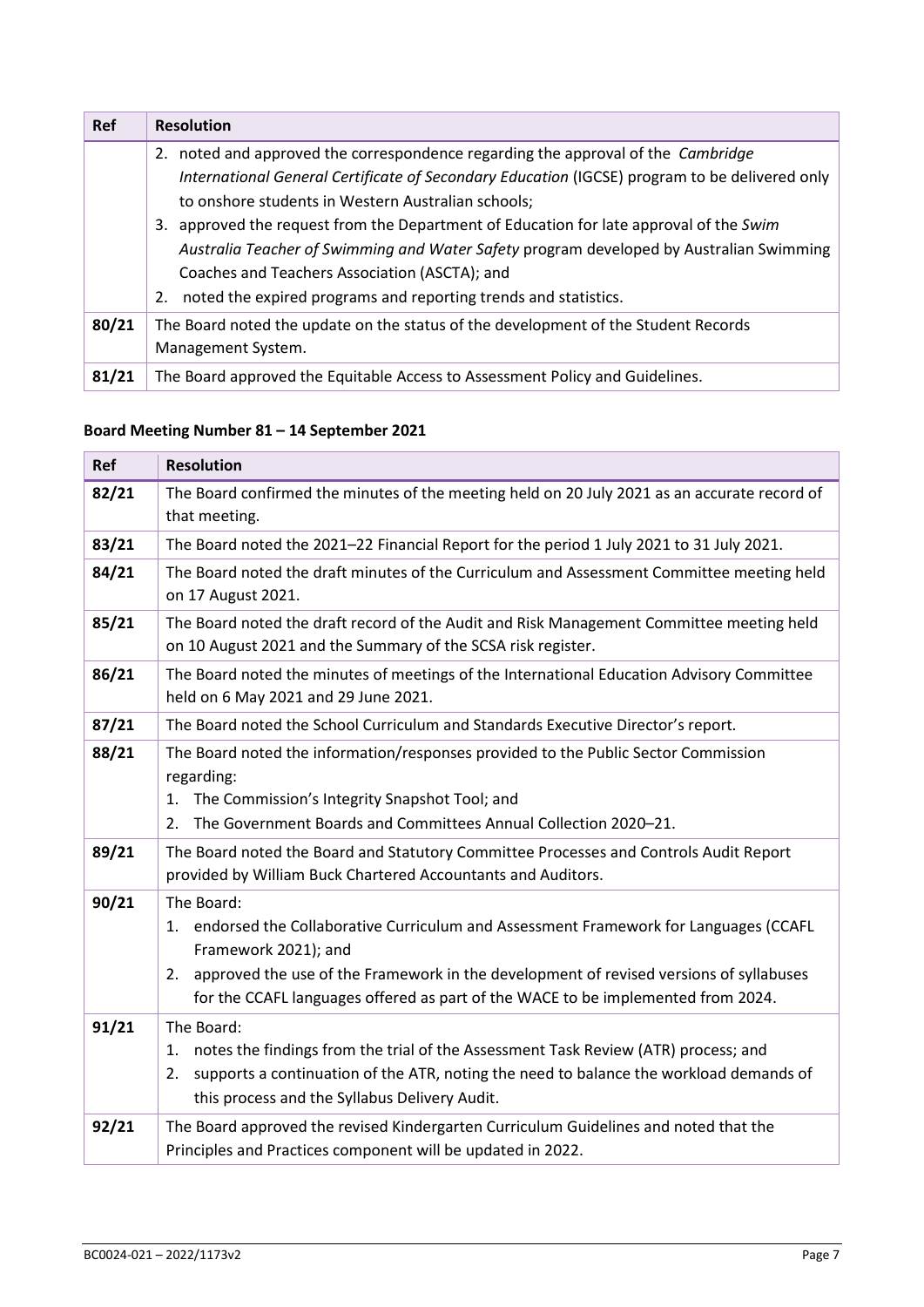| Ref | Resolution |
|---|---|
| | 2. noted and approved the correspondence regarding the approval of the *Cambridge International General Certificate of Secondary Education* (IGCSE) program to be delivered only to onshore students in Western Australian schools;<br>3. approved the request from the Department of Education for late approval of the *Swim Australia Teacher of Swimming and Water Safety* program developed by Australian Swimming Coaches and Teachers Association (ASCTA); and<br>2. noted the expired programs and reporting trends and statistics. |
| **80/21** | The Board noted the update on the status of the development of the Student Records Management System. |
| **81/21** | The Board approved the Equitable Access to Assessment Policy and Guidelines. |

### Board Meeting Number 81 – 14 September 2021

| Ref | Resolution |
|---|---|
| **82/21** | The Board confirmed the minutes of the meeting held on 20 July 2021 as an accurate record of that meeting. |
| **83/21** | The Board noted the 2021–22 Financial Report for the period 1 July 2021 to 31 July 2021. |
| **84/21** | The Board noted the draft minutes of the Curriculum and Assessment Committee meeting held on 17 August 2021. |
| **85/21** | The Board noted the draft record of the Audit and Risk Management Committee meeting held on 10 August 2021 and the Summary of the SCSA risk register. |
| **86/21** | The Board noted the minutes of meetings of the International Education Advisory Committee held on 6 May 2021 and 29 June 2021. |
| **87/21** | The Board noted the School Curriculum and Standards Executive Director's report. |
| **88/21** | The Board noted the information/responses provided to the Public Sector Commission regarding:<br>1. The Commission's Integrity Snapshot Tool; and<br>2. The Government Boards and Committees Annual Collection 2020–21. |
| **89/21** | The Board noted the Board and Statutory Committee Processes and Controls Audit Report provided by William Buck Chartered Accountants and Auditors. |
| **90/21** | The Board:<br>1. endorsed the Collaborative Curriculum and Assessment Framework for Languages (CCAFL Framework 2021); and<br>2. approved the use of the Framework in the development of revised versions of syllabuses for the CCAFL languages offered as part of the WACE to be implemented from 2024. |
| **91/21** | The Board:<br>1. notes the findings from the trial of the Assessment Task Review (ATR) process; and<br>2. supports a continuation of the ATR, noting the need to balance the workload demands of this process and the Syllabus Delivery Audit. |
| **92/21** | The Board approved the revised Kindergarten Curriculum Guidelines and noted that the Principles and Practices component will be updated in 2022. |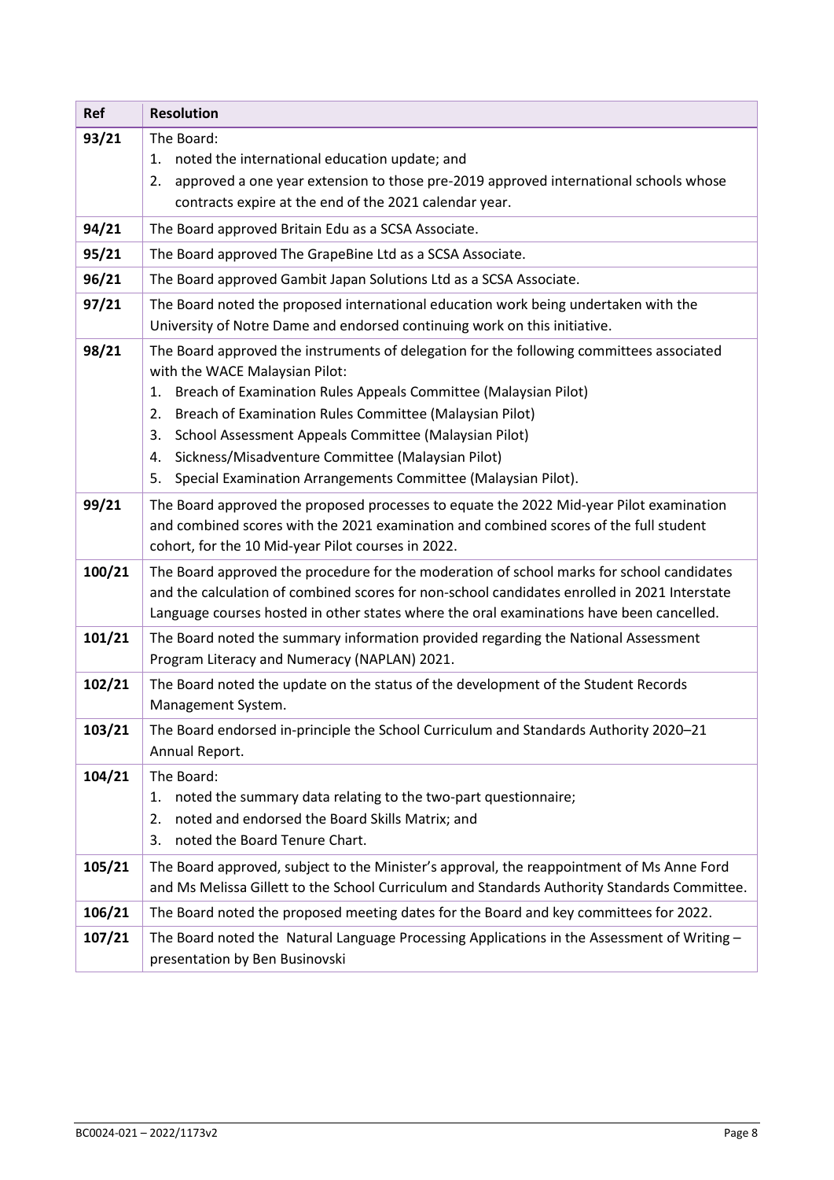| Ref | Resolution |
|---|---|
| 93/21 | The Board:<br>1. noted the international education update; and<br>2. approved a one year extension to those pre-2019 approved international schools whose contracts expire at the end of the 2021 calendar year. |
| 94/21 | The Board approved Britain Edu as a SCSA Associate. |
| 95/21 | The Board approved The GrapeBine Ltd as a SCSA Associate. |
| 96/21 | The Board approved Gambit Japan Solutions Ltd as a SCSA Associate. |
| 97/21 | The Board noted the proposed international education work being undertaken with the University of Notre Dame and endorsed continuing work on this initiative. |
| 98/21 | The Board approved the instruments of delegation for the following committees associated with the WACE Malaysian Pilot:<br>1. Breach of Examination Rules Appeals Committee (Malaysian Pilot)<br>2. Breach of Examination Rules Committee (Malaysian Pilot)<br>3. School Assessment Appeals Committee (Malaysian Pilot)<br>4. Sickness/Misadventure Committee (Malaysian Pilot)<br>5. Special Examination Arrangements Committee (Malaysian Pilot). |
| 99/21 | The Board approved the proposed processes to equate the 2022 Mid-year Pilot examination and combined scores with the 2021 examination and combined scores of the full student cohort, for the 10 Mid-year Pilot courses in 2022. |
| 100/21 | The Board approved the procedure for the moderation of school marks for school candidates and the calculation of combined scores for non-school candidates enrolled in 2021 Interstate Language courses hosted in other states where the oral examinations have been cancelled. |
| 101/21 | The Board noted the summary information provided regarding the National Assessment Program Literacy and Numeracy (NAPLAN) 2021. |
| 102/21 | The Board noted the update on the status of the development of the Student Records Management System. |
| 103/21 | The Board endorsed in-principle the School Curriculum and Standards Authority 2020–21 Annual Report. |
| 104/21 | The Board:<br>1. noted the summary data relating to the two-part questionnaire;<br>2. noted and endorsed the Board Skills Matrix; and<br>3. noted the Board Tenure Chart. |
| 105/21 | The Board approved, subject to the Minister's approval, the reappointment of Ms Anne Ford and Ms Melissa Gillett to the School Curriculum and Standards Authority Standards Committee. |
| 106/21 | The Board noted the proposed meeting dates for the Board and key committees for 2022. |
| 107/21 | The Board noted the Natural Language Processing Applications in the Assessment of Writing – presentation by Ben Businovski |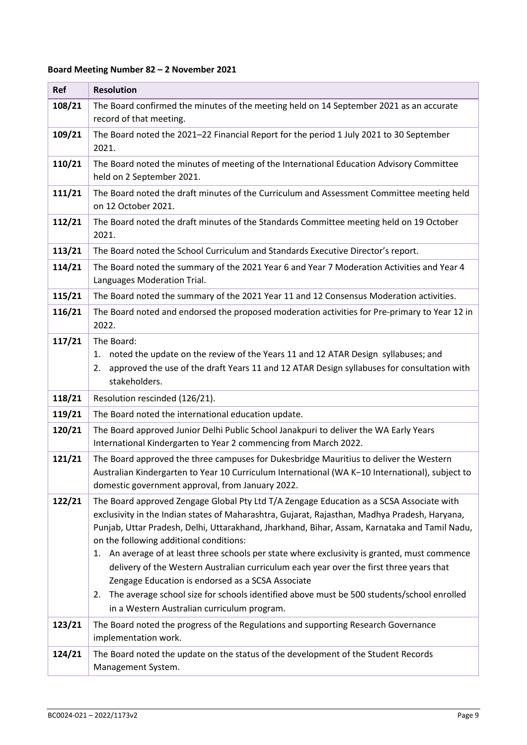**Board Meeting Number 82 – 2 November 2021**

| Ref | Resolution |
|---|---|
| **108/21** | The Board confirmed the minutes of the meeting held on 14 September 2021 as an accurate record of that meeting. |
| **109/21** | The Board noted the 2021–22 Financial Report for the period 1 July 2021 to 30 September 2021. |
| **110/21** | The Board noted the minutes of meeting of the International Education Advisory Committee held on 2 September 2021. |
| **111/21** | The Board noted the draft minutes of the Curriculum and Assessment Committee meeting held on 12 October 2021. |
| **112/21** | The Board noted the draft minutes of the Standards Committee meeting held on 19 October 2021. |
| **113/21** | The Board noted the School Curriculum and Standards Executive Director's report. |
| **114/21** | The Board noted the summary of the 2021 Year 6 and Year 7 Moderation Activities and Year 4 Languages Moderation Trial. |
| **115/21** | The Board noted the summary of the 2021 Year 11 and 12 Consensus Moderation activities. |
| **116/21** | The Board noted and endorsed the proposed moderation activities for Pre-primary to Year 12 in 2022. |
| **117/21** | The Board:<br>1. noted the update on the review of the Years 11 and 12 ATAR Design syllabuses; and<br>2. approved the use of the draft Years 11 and 12 ATAR Design syllabuses for consultation with stakeholders. |
| **118/21** | Resolution rescinded (126/21). |
| **119/21** | The Board noted the international education update. |
| **120/21** | The Board approved Junior Delhi Public School Janakpuri to deliver the WA Early Years International Kindergarten to Year 2 commencing from March 2022. |
| **121/21** | The Board approved the three campuses for Dukesbridge Mauritius to deliver the Western Australian Kindergarten to Year 10 Curriculum International (WA K−10 International), subject to domestic government approval, from January 2022. |
| **122/21** | The Board approved Zengage Global Pty Ltd T/A Zengage Education as a SCSA Associate with exclusivity in the Indian states of Maharashtra, Gujarat, Rajasthan, Madhya Pradesh, Haryana, Punjab, Uttar Pradesh, Delhi, Uttarakhand, Jharkhand, Bihar, Assam, Karnataka and Tamil Nadu, on the following additional conditions:<br>1. An average of at least three schools per state where exclusivity is granted, must commence delivery of the Western Australian curriculum each year over the first three years that Zengage Education is endorsed as a SCSA Associate<br>2. The average school size for schools identified above must be 500 students/school enrolled in a Western Australian curriculum program. |
| **123/21** | The Board noted the progress of the Regulations and supporting Research Governance implementation work. |
| **124/21** | The Board noted the update on the status of the development of the Student Records Management System. |

BC0024-021 – 2022/1173v2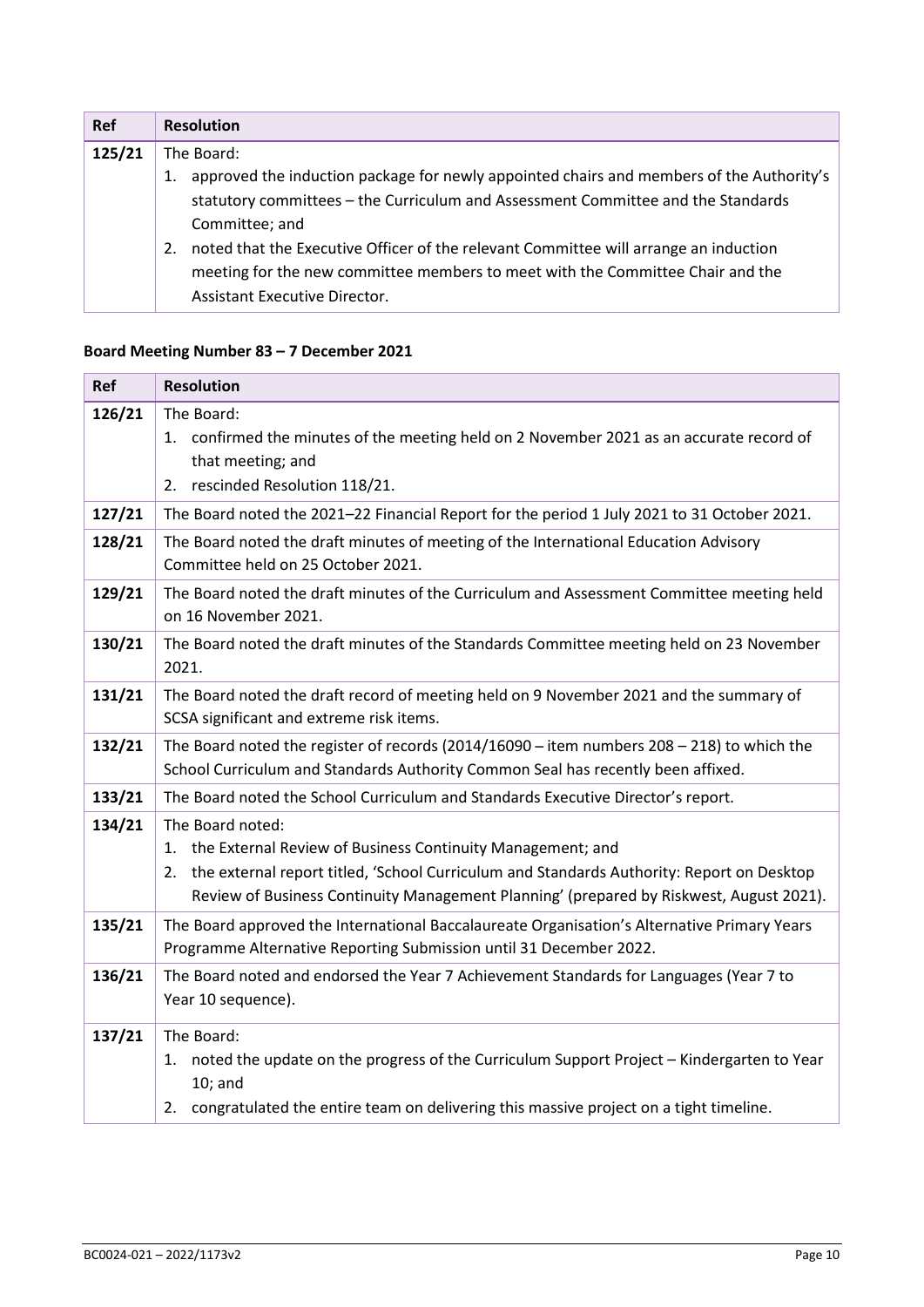| Ref | Resolution |
| --- | --- |
| 125/21 | The Board:<br>1. approved the induction package for newly appointed chairs and members of the Authority's statutory committees – the Curriculum and Assessment Committee and the Standards Committee; and<br>2. noted that the Executive Officer of the relevant Committee will arrange an induction meeting for the new committee members to meet with the Committee Chair and the Assistant Executive Director. |

**Board Meeting Number 83 – 7 December 2021**

| Ref | Resolution |
| --- | --- |
| 126/21 | The Board:<br>1. confirmed the minutes of the meeting held on 2 November 2021 as an accurate record of that meeting; and<br>2. rescinded Resolution 118/21. |
| 127/21 | The Board noted the 2021–22 Financial Report for the period 1 July 2021 to 31 October 2021. |
| 128/21 | The Board noted the draft minutes of meeting of the International Education Advisory Committee held on 25 October 2021. |
| 129/21 | The Board noted the draft minutes of the Curriculum and Assessment Committee meeting held on 16 November 2021. |
| 130/21 | The Board noted the draft minutes of the Standards Committee meeting held on 23 November 2021. |
| 131/21 | The Board noted the draft record of meeting held on 9 November 2021 and the summary of SCSA significant and extreme risk items. |
| 132/21 | The Board noted the register of records (2014/16090 – item numbers 208 – 218) to which the School Curriculum and Standards Authority Common Seal has recently been affixed. |
| 133/21 | The Board noted the School Curriculum and Standards Executive Director's report. |
| 134/21 | The Board noted:<br>1. the External Review of Business Continuity Management; and<br>2. the external report titled, 'School Curriculum and Standards Authority: Report on Desktop Review of Business Continuity Management Planning' (prepared by Riskwest, August 2021). |
| 135/21 | The Board approved the International Baccalaureate Organisation's Alternative Primary Years Programme Alternative Reporting Submission until 31 December 2022. |
| 136/21 | The Board noted and endorsed the Year 7 Achievement Standards for Languages (Year 7 to Year 10 sequence). |
| 137/21 | The Board:<br>1. noted the update on the progress of the Curriculum Support Project – Kindergarten to Year 10; and<br>2. congratulated the entire team on delivering this massive project on a tight timeline. |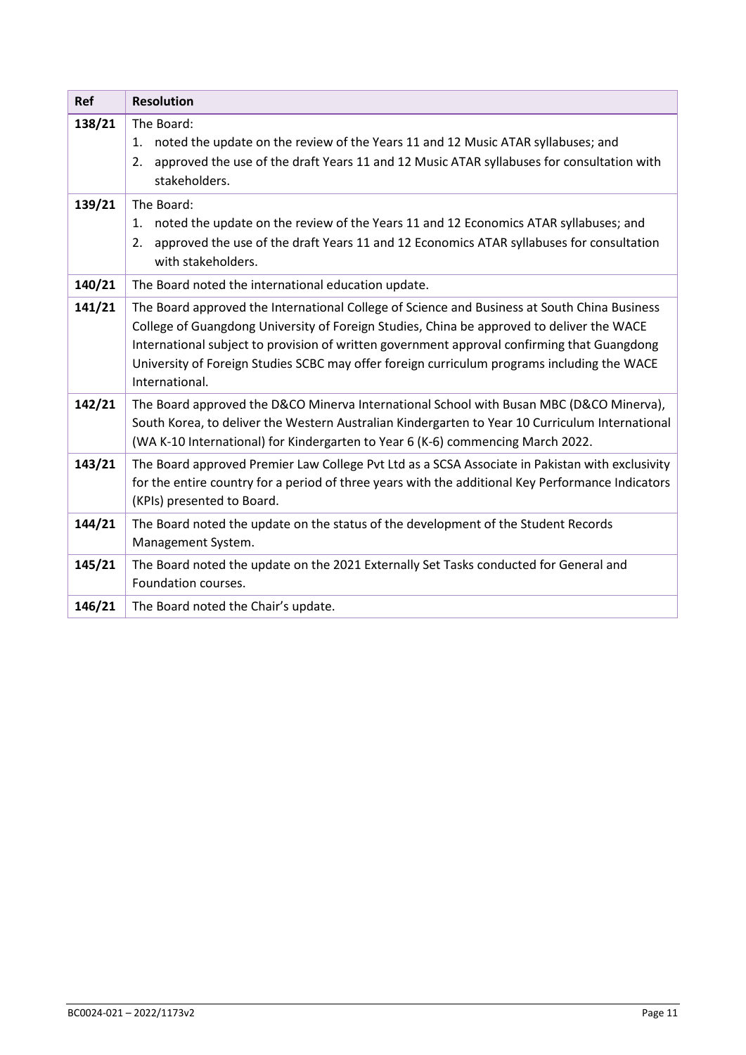| Ref | Resolution |
|---|---|
| **138/21** | The Board:<br>1. noted the update on the review of the Years 11 and 12 Music ATAR syllabuses; and<br>2. approved the use of the draft Years 11 and 12 Music ATAR syllabuses for consultation with stakeholders. |
| **139/21** | The Board:<br>1. noted the update on the review of the Years 11 and 12 Economics ATAR syllabuses; and<br>2. approved the use of the draft Years 11 and 12 Economics ATAR syllabuses for consultation with stakeholders. |
| **140/21** | The Board noted the international education update. |
| **141/21** | The Board approved the International College of Science and Business at South China Business College of Guangdong University of Foreign Studies, China be approved to deliver the WACE International subject to provision of written government approval confirming that Guangdong University of Foreign Studies SCBC may offer foreign curriculum programs including the WACE International. |
| **142/21** | The Board approved the D&CO Minerva International School with Busan MBC (D&CO Minerva), South Korea, to deliver the Western Australian Kindergarten to Year 10 Curriculum International (WA K-10 International) for Kindergarten to Year 6 (K-6) commencing March 2022. |
| **143/21** | The Board approved Premier Law College Pvt Ltd as a SCSA Associate in Pakistan with exclusivity for the entire country for a period of three years with the additional Key Performance Indicators (KPIs) presented to Board. |
| **144/21** | The Board noted the update on the status of the development of the Student Records Management System. |
| **145/21** | The Board noted the update on the 2021 Externally Set Tasks conducted for General and Foundation courses. |
| **146/21** | The Board noted the Chair's update. |

BC0024-021 – 2022/1173v2